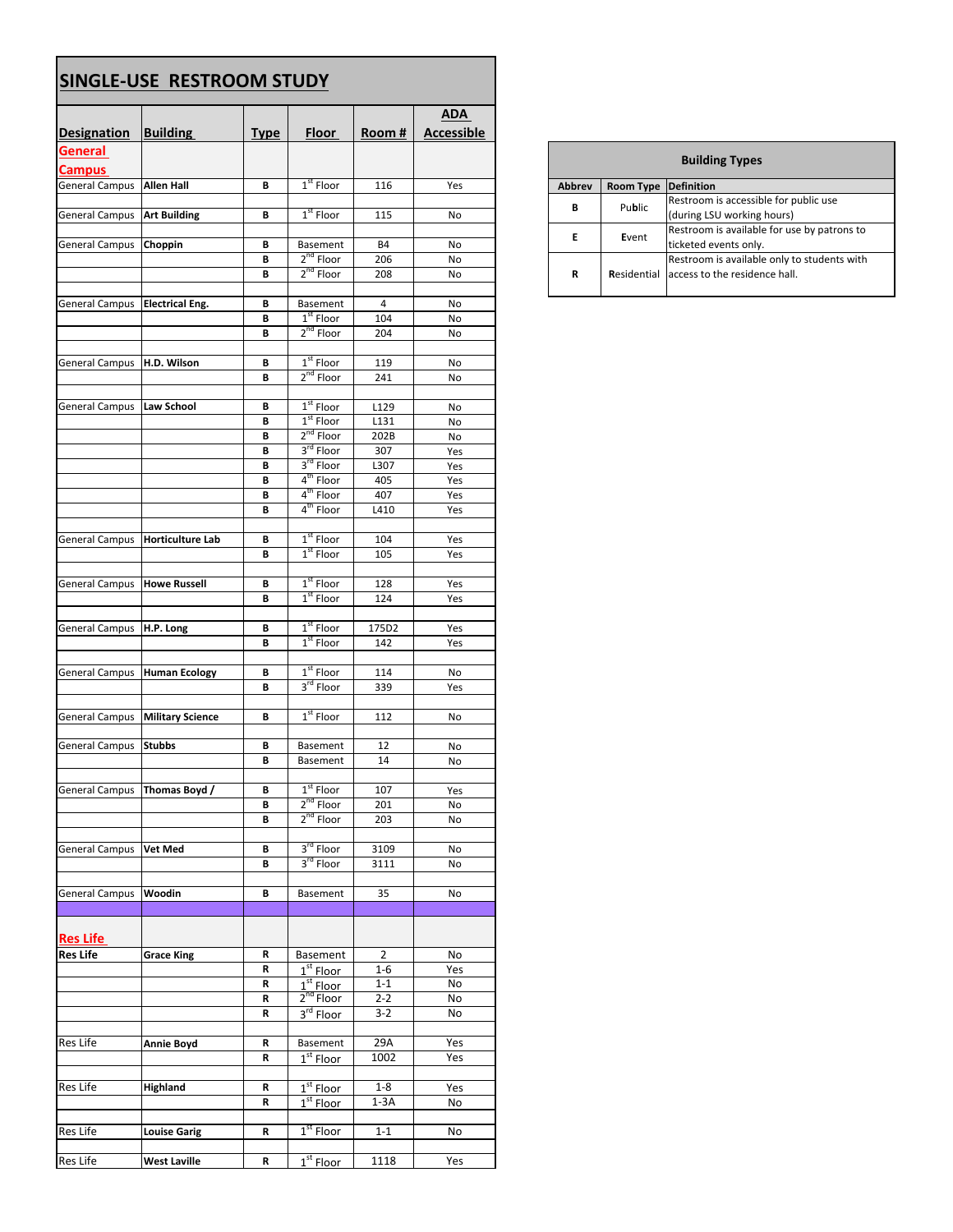# SINGLE-USE RESTROOM STUDY

| Designation | Building | Type | Floor | Room # | ADA Accessible |
|---|---|---|---|---|---|
| **General Campus** | | | | | |
| General Campus | **Allen Hall** | B | 1st Floor | 116 | Yes |
| | | | | | |
| General Campus | **Art Building** | B | 1st Floor | 115 | No |
| | | | | | |
| General Campus | **Choppin** | B | Basement | B4 | No |
| | | B | 2nd Floor | 206 | No |
| | | B | 2nd Floor | 208 | No |
| | | | | | |
| General Campus | **Electrical Eng.** | B | Basement | 4 | No |
| | | B | 1st Floor | 104 | No |
| | | B | 2nd Floor | 204 | No |
| | | | | | |
| General Campus | **H.D. Wilson** | B | 1st Floor | 119 | No |
| | | B | 2nd Floor | 241 | No |
| | | | | | |
| General Campus | **Law School** | B | 1st Floor | L129 | No |
| | | B | 1st Floor | L131 | No |
| | | B | 2nd Floor | 202B | No |
| | | B | 3rd Floor | 307 | Yes |
| | | B | 3rd Floor | L307 | Yes |
| | | B | 4th Floor | 405 | Yes |
| | | B | 4th Floor | 407 | Yes |
| | | B | 4th Floor | L410 | Yes |
| | | | | | |
| General Campus | **Horticulture Lab** | B | 1st Floor | 104 | Yes |
| | | B | 1st Floor | 105 | Yes |
| | | | | | |
| General Campus | **Howe Russell** | B | 1st Floor | 128 | Yes |
| | | B | 1st Floor | 124 | Yes |
| | | | | | |
| General Campus | **H.P. Long** | B | 1st Floor | 175D2 | Yes |
| | | B | 1st Floor | 142 | Yes |
| | | | | | |
| General Campus | **Human Ecology** | B | 1st Floor | 114 | No |
| | | B | 3rd Floor | 339 | Yes |
| | | | | | |
| General Campus | **Military Science** | B | 1st Floor | 112 | No |
| | | | | | |
| General Campus | **Stubbs** | B | Basement | 12 | No |
| | | B | Basement | 14 | No |
| | | | | | |
| General Campus | **Thomas Boyd /** | B | 1st Floor | 107 | Yes |
| | | B | 2nd Floor | 201 | No |
| | | B | 2nd Floor | 203 | No |
| | | | | | |
| General Campus | **Vet Med** | B | 3rd Floor | 3109 | No |
| | | B | 3rd Floor | 3111 | No |
| | | | | | |
| General Campus | **Woodin** | B | Basement | 35 | No |
| | | | | | |
| **Res Life** | | | | | |
| **Res Life** | **Grace King** | R | Basement | 2 | No |
| | | R | 1st Floor | 1-6 | Yes |
| | | R | 1st Floor | 1-1 | No |
| | | R | 2nd Floor | 2-2 | No |
| | | R | 3rd Floor | 3-2 | No |
| | | | | | |
| Res Life | **Annie Boyd** | R | Basement | 29A | Yes |
| | | R | 1st Floor | 1002 | Yes |
| | | | | | |
| Res Life | **Highland** | R | 1st Floor | 1-8 | Yes |
| | | R | 1st Floor | 1-3A | No |
| | | | | | |
| Res Life | **Louise Garig** | R | 1st Floor | 1-1 | No |
| | | | | | |
| Res Life | **West Laville** | R | 1st Floor | 1118 | Yes |

**Building Types**

| Abbrev | Room Type | Definition |
|---|---|---|
| B | Public | Restroom is accessible for public use (during LSU working hours) |
| E | Event | Restroom is available for use by patrons to ticketed events only. |
| R | Residential | Restroom is available only to students with access to the residence hall. |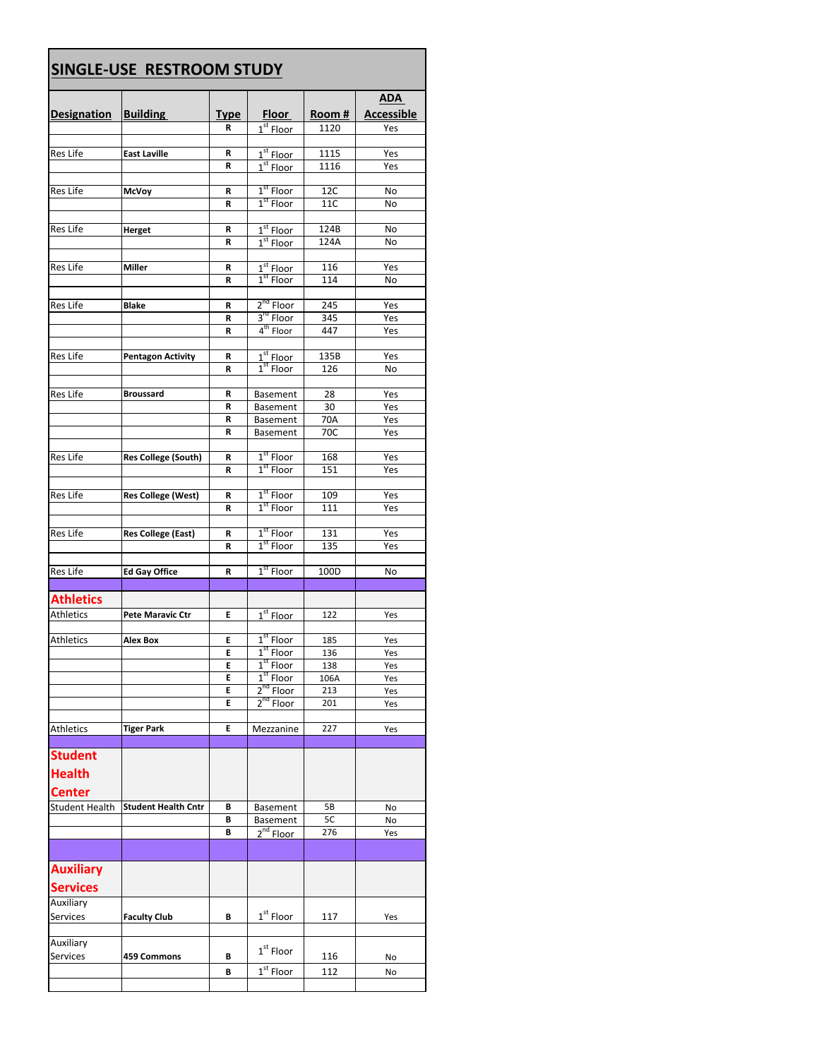# SINGLE-USE RESTROOM STUDY

| Designation | Building | Type | Floor | Room # | ADA Accessible |
|---|---|---|---|---|---|
| | | R | 1st Floor | 1120 | Yes |
| | | | | | |
| Res Life | East Laville | R | 1st Floor | 1115 | Yes |
| | | R | 1st Floor | 1116 | Yes |
| | | | | | |
| Res Life | McVoy | R | 1st Floor | 12C | No |
| | | R | 1st Floor | 11C | No |
| | | | | | |
| Res Life | Herget | R | 1st Floor | 124B | No |
| | | R | 1st Floor | 124A | No |
| | | | | | |
| Res Life | Miller | R | 1st Floor | 116 | Yes |
| | | R | 1st Floor | 114 | No |
| | | | | | |
| Res Life | Blake | R | 2nd Floor | 245 | Yes |
| | | R | 3rd Floor | 345 | Yes |
| | | R | 4th Floor | 447 | Yes |
| | | | | | |
| Res Life | Pentagon Activity | R | 1st Floor | 135B | Yes |
| | | R | 1st Floor | 126 | No |
| | | | | | |
| Res Life | Broussard | R | Basement | 28 | Yes |
| | | R | Basement | 30 | Yes |
| | | R | Basement | 70A | Yes |
| | | R | Basement | 70C | Yes |
| | | | | | |
| Res Life | Res College (South) | R | 1st Floor | 168 | Yes |
| | | R | 1st Floor | 151 | Yes |
| | | | | | |
| Res Life | Res College (West) | R | 1st Floor | 109 | Yes |
| | | R | 1st Floor | 111 | Yes |
| | | | | | |
| Res Life | Res College (East) | R | 1st Floor | 131 | Yes |
| | | R | 1st Floor | 135 | Yes |
| | | | | | |
| Res Life | Ed Gay Office | R | 1st Floor | 100D | No |
| | | | | | |
| **Athletics** | | | | | |
| Athletics | Pete Maravic Ctr | E | 1st Floor | 122 | Yes |
| | | | | | |
| Athletics | Alex Box | E | 1st Floor | 185 | Yes |
| | | E | 1st Floor | 136 | Yes |
| | | E | 1st Floor | 138 | Yes |
| | | E | 1st Floor | 106A | Yes |
| | | E | 2nd Floor | 213 | Yes |
| | | E | 2nd Floor | 201 | Yes |
| | | | | | |
| Athletics | Tiger Park | E | Mezzanine | 227 | Yes |
| | | | | | |
| **Student Health Center** | | | | | |
| Student Health | Student Health Cntr | B | Basement | 5B | No |
| | | B | Basement | 5C | No |
| | | B | 2nd Floor | 276 | Yes |
| | | | | | |
| **Auxiliary Services** | | | | | |
| Auxiliary Services | Faculty Club | B | 1st Floor | 117 | Yes |
| | | | | | |
| Auxiliary Services | 459 Commons | B | 1st Floor | 116 | No |
| | | B | 1st Floor | 112 | No |
| | | | | | |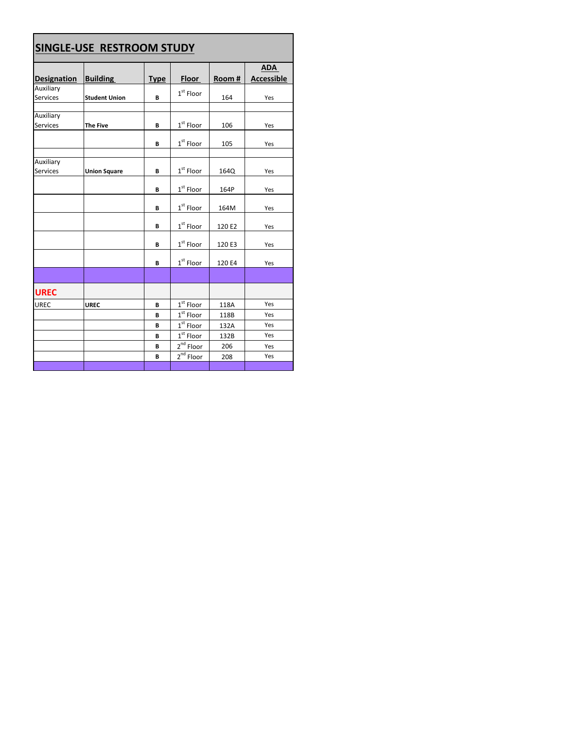## SINGLE-USE RESTROOM STUDY

| Designation | Building | Type | Floor | Room # | ADA Accessible |
|---|---|---|---|---|---|
| Auxiliary Services | **Student Union** | B | 1st Floor | 164 | Yes |
| | | | | | |
| Auxiliary Services | **The Five** | B | 1st Floor | 106 | Yes |
| | | B | 1st Floor | 105 | Yes |
| | | | | | |
| Auxiliary Services | **Union Square** | B | 1st Floor | 164Q | Yes |
| | | B | 1st Floor | 164P | Yes |
| | | B | 1st Floor | 164M | Yes |
| | | B | 1st Floor | 120 E2 | Yes |
| | | B | 1st Floor | 120 E3 | Yes |
| | | B | 1st Floor | 120 E4 | Yes |
| | | | | | |
| **UREC** | | | | | |
| UREC | **UREC** | B | 1st Floor | 118A | Yes |
| | | B | 1st Floor | 118B | Yes |
| | | B | 1st Floor | 132A | Yes |
| | | B | 1st Floor | 132B | Yes |
| | | B | 2nd Floor | 206 | Yes |
| | | B | 2nd Floor | 208 | Yes |
| | | | | | |